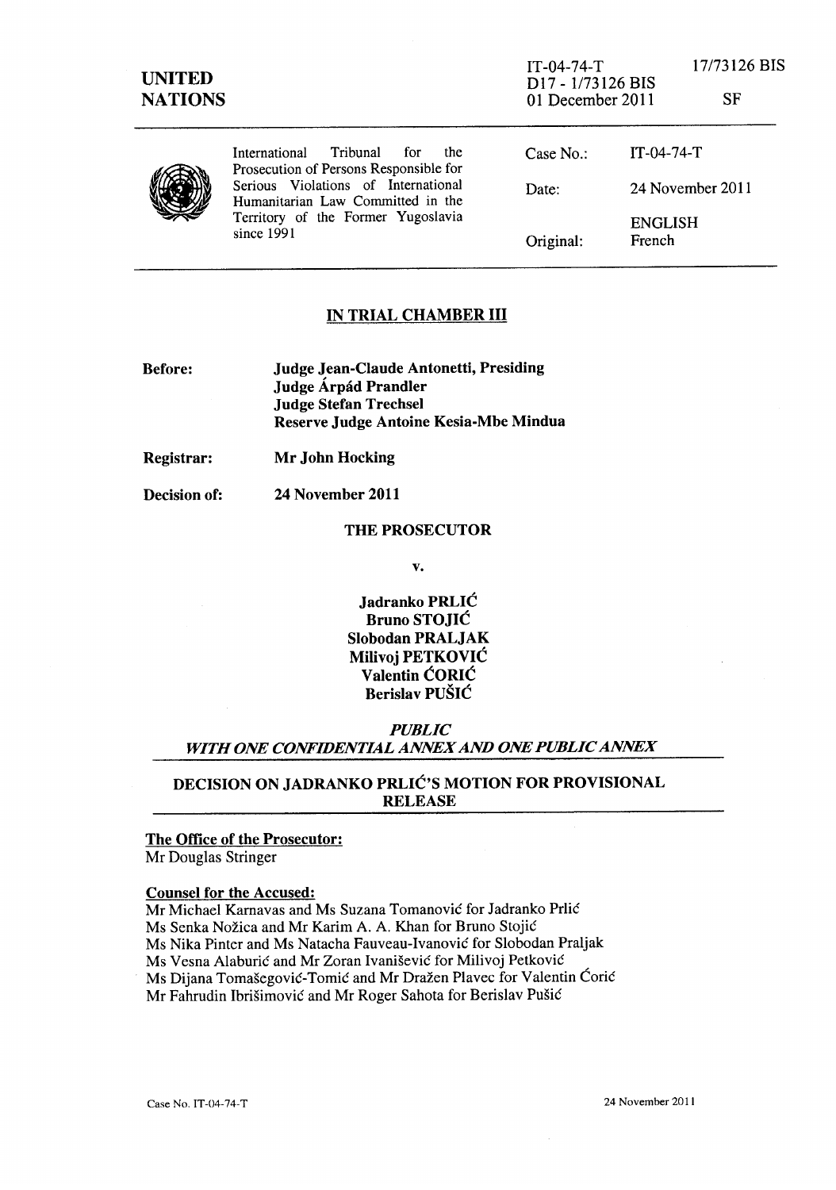UNITED NATIONS

IT-04-74-T
D17 - 1/73126 BIS
01 December 2011

17/73126 BIS

SF

International Tribunal for the Prosecution of Persons Responsible for Serious Violations of International Humanitarian Law Committed in the Territory of the Former Yugoslavia since 1991

| | |
|---|---|
| Case No.: | IT-04-74-T |
| Date: | 24 November 2011 |
| Original: | ENGLISH French |

## IN TRIAL CHAMBER III

**Before:** **Judge Jean-Claude Antonetti, Presiding**
**Judge Árpád Prandler**
**Judge Stefan Trechsel**
**Reserve Judge Antoine Kesia-Mbe Mindua**

**Registrar:** **Mr John Hocking**

**Decision of:** **24 November 2011**

**THE PROSECUTOR**

**v.**

**Jadranko PRLIĆ**
**Bruno STOJIĆ**
**Slobodan PRALJAK**
**Milivoj PETKOVIĆ**
**Valentin ĆORIĆ**
**Berislav PUŠIĆ**

***PUBLIC***
***WITH ONE CONFIDENTIAL ANNEX AND ONE PUBLIC ANNEX***

**DECISION ON JADRANKO PRLIĆ'S MOTION FOR PROVISIONAL RELEASE**

**The Office of the Prosecutor:**
Mr Douglas Stringer

**Counsel for the Accused:**
Mr Michael Karnavas and Ms Suzana Tomanović for Jadranko Prlić
Ms Senka Nožica and Mr Karim A. A. Khan for Bruno Stojić
Ms Nika Pinter and Ms Natacha Fauveau-Ivanović for Slobodan Praljak
Ms Vesna Alaburić and Mr Zoran Ivanišević for Milivoj Petković
Ms Dijana Tomašegović-Tomić and Mr Dražen Plavec for Valentin Ćorić
Mr Fahrudin Ibrišimović and Mr Roger Sahota for Berislav Pušić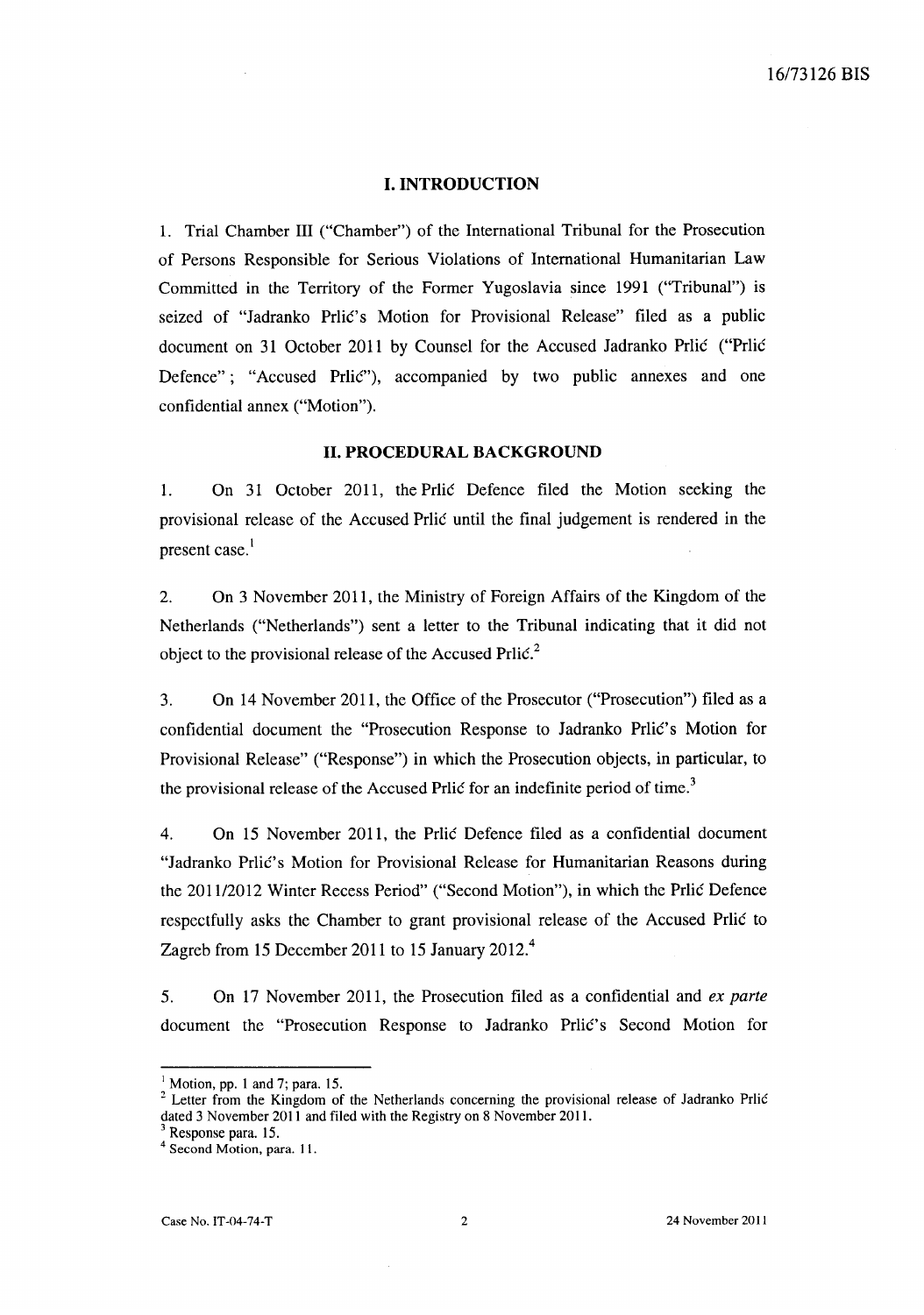## I. INTRODUCTION

1. Trial Chamber III ("Chamber") of the International Tribunal for the Prosecution of Persons Responsible for Serious Violations of International Humanitarian Law Committed in the Territory of the Former Yugoslavia since 1991 ("Tribunal") is seized of "Jadranko Prlić's Motion for Provisional Release" filed as a public document on 31 October 2011 by Counsel for the Accused Jadranko Prlić ("Prlić Defence"; "Accused Prlić"), accompanied by two public annexes and one confidential annex ("Motion").

## II. PROCEDURAL BACKGROUND

1. On 31 October 2011, the Prlić Defence filed the Motion seeking the provisional release of the Accused Prlić until the final judgement is rendered in the present case.[1]

2. On 3 November 2011, the Ministry of Foreign Affairs of the Kingdom of the Netherlands ("Netherlands") sent a letter to the Tribunal indicating that it did not object to the provisional release of the Accused Prlić.[2]

3. On 14 November 2011, the Office of the Prosecutor ("Prosecution") filed as a confidential document the "Prosecution Response to Jadranko Prlić's Motion for Provisional Release" ("Response") in which the Prosecution objects, in particular, to the provisional release of the Accused Prlić for an indefinite period of time.[3]

4. On 15 November 2011, the Prlić Defence filed as a confidential document "Jadranko Prlić's Motion for Provisional Release for Humanitarian Reasons during the 2011/2012 Winter Recess Period" ("Second Motion"), in which the Prlić Defence respectfully asks the Chamber to grant provisional release of the Accused Prlić to Zagreb from 15 December 2011 to 15 January 2012.[4]

5. On 17 November 2011, the Prosecution filed as a confidential and *ex parte* document the "Prosecution Response to Jadranko Prlić's Second Motion for

---

[1] Motion, pp. 1 and 7; para. 15.

[2] Letter from the Kingdom of the Netherlands concerning the provisional release of Jadranko Prlić dated 3 November 2011 and filed with the Registry on 8 November 2011.

[3] Response para. 15.

[4] Second Motion, para. 11.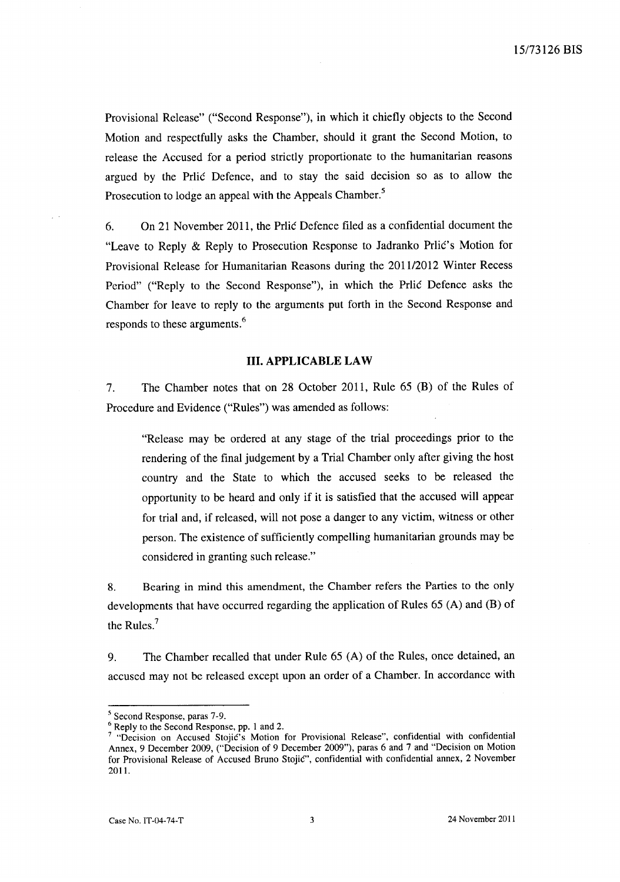Provisional Release" ("Second Response"), in which it chiefly objects to the Second Motion and respectfully asks the Chamber, should it grant the Second Motion, to release the Accused for a period strictly proportionate to the humanitarian reasons argued by the Prlić Defence, and to stay the said decision so as to allow the Prosecution to lodge an appeal with the Appeals Chamber.[5]

6. On 21 November 2011, the Prlić Defence filed as a confidential document the "Leave to Reply & Reply to Prosecution Response to Jadranko Prlić's Motion for Provisional Release for Humanitarian Reasons during the 2011/2012 Winter Recess Period" ("Reply to the Second Response"), in which the Prlić Defence asks the Chamber for leave to reply to the arguments put forth in the Second Response and responds to these arguments.[6]

## III. APPLICABLE LAW

7. The Chamber notes that on 28 October 2011, Rule 65 (B) of the Rules of Procedure and Evidence ("Rules") was amended as follows:

> "Release may be ordered at any stage of the trial proceedings prior to the rendering of the final judgement by a Trial Chamber only after giving the host country and the State to which the accused seeks to be released the opportunity to be heard and only if it is satisfied that the accused will appear for trial and, if released, will not pose a danger to any victim, witness or other person. The existence of sufficiently compelling humanitarian grounds may be considered in granting such release."

8. Bearing in mind this amendment, the Chamber refers the Parties to the only developments that have occurred regarding the application of Rules 65 (A) and (B) of the Rules.[7]

9. The Chamber recalled that under Rule 65 (A) of the Rules, once detained, an accused may not be released except upon an order of a Chamber. In accordance with

---

[5] Second Response, paras 7-9.

[6] Reply to the Second Response, pp. 1 and 2.

[7] "Decision on Accused Stojić's Motion for Provisional Release", confidential with confidential Annex, 9 December 2009, ("Decision of 9 December 2009"), paras 6 and 7 and "Decision on Motion for Provisional Release of Accused Bruno Stojić", confidential with confidential annex, 2 November 2011.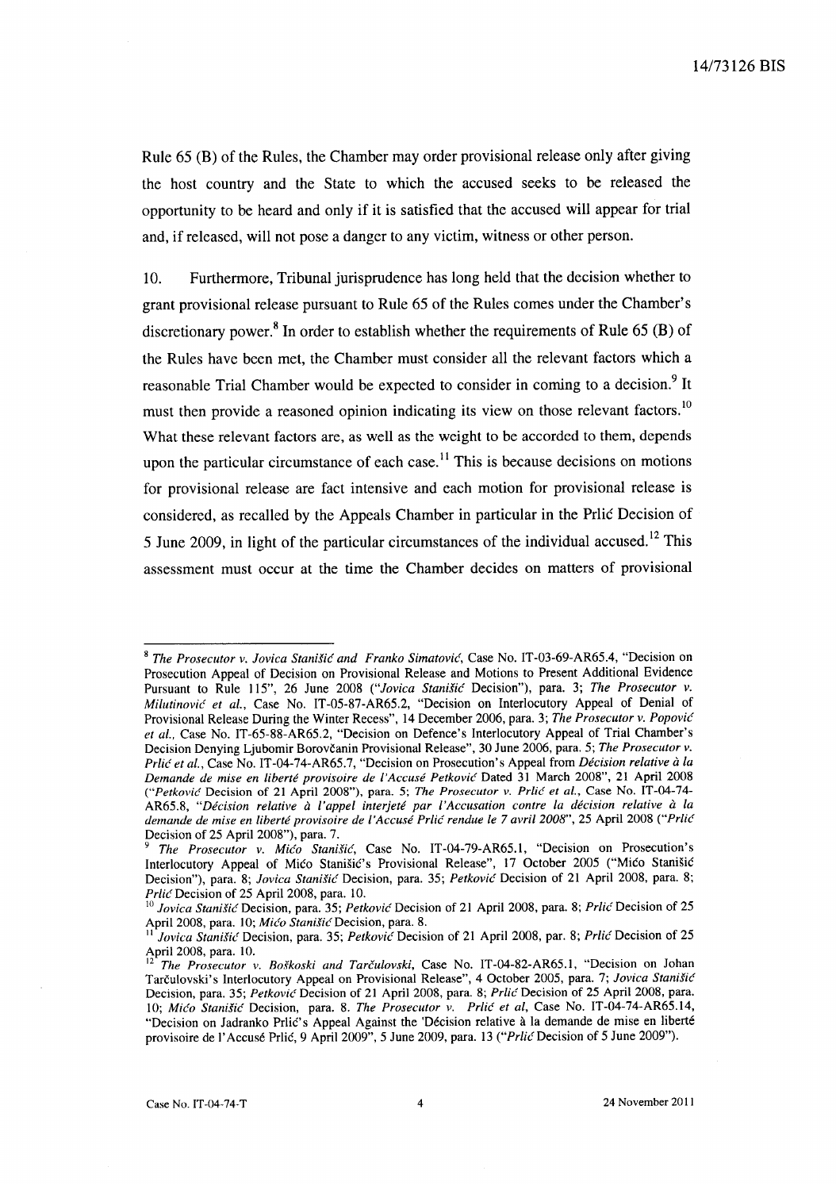Rule 65 (B) of the Rules, the Chamber may order provisional release only after giving the host country and the State to which the accused seeks to be released the opportunity to be heard and only if it is satisfied that the accused will appear for trial and, if released, will not pose a danger to any victim, witness or other person.

10. Furthermore, Tribunal jurisprudence has long held that the decision whether to grant provisional release pursuant to Rule 65 of the Rules comes under the Chamber's discretionary power.[8] In order to establish whether the requirements of Rule 65 (B) of the Rules have been met, the Chamber must consider all the relevant factors which a reasonable Trial Chamber would be expected to consider in coming to a decision.[9] It must then provide a reasoned opinion indicating its view on those relevant factors.[10] What these relevant factors are, as well as the weight to be accorded to them, depends upon the particular circumstance of each case.[11] This is because decisions on motions for provisional release are fact intensive and each motion for provisional release is considered, as recalled by the Appeals Chamber in particular in the Prlić Decision of 5 June 2009, in light of the particular circumstances of the individual accused.[12] This assessment must occur at the time the Chamber decides on matters of provisional

---

[8] *The Prosecutor v. Jovica Stanišić and Franko Simatović*, Case No. IT-03-69-AR65.4, "Decision on Prosecution Appeal of Decision on Provisional Release and Motions to Present Additional Evidence Pursuant to Rule 115", 26 June 2008 ("*Jovica Stanišić* Decision"), para. 3; *The Prosecutor v. Milutinović et al.*, Case No. IT-05-87-AR65.2, "Decision on Interlocutory Appeal of Denial of Provisional Release During the Winter Recess", 14 December 2006, para. 3; *The Prosecutor v. Popović et al.*, Case No. IT-65-88-AR65.2, "Decision on Defence's Interlocutory Appeal of Trial Chamber's Decision Denying Ljubomir Borovčanin Provisional Release", 30 June 2006, para. 5; *The Prosecutor v. Prlić et al.*, Case No. IT-04-74-AR65.7, "Decision on Prosecution's Appeal from *Décision relative à la Demande de mise en liberté provisoire de l'Accusé Petković* Dated 31 March 2008", 21 April 2008 ("*Petković* Decision of 21 April 2008"), para. 5; *The Prosecutor v. Prlić et al.*, Case No. IT-04-74-AR65.8, "*Décision relative à l'appel interjeté par l'Accusation contre la décision relative à la demande de mise en liberté provisoire de l'Accusé Prlić rendue le 7 avril 2008*", 25 April 2008 ("*Prlić* Decision of 25 April 2008"), para. 7.

[9] *The Prosecutor v. Mićo Stanišić*, Case No. IT-04-79-AR65.1, "Decision on Prosecution's Interlocutory Appeal of Mićo Stanišić's Provisional Release", 17 October 2005 ("Mićo Stanišić Decision"), para. 8; *Jovica Stanišić* Decision, para. 35; *Petković* Decision of 21 April 2008, para. 8; *Prlić* Decision of 25 April 2008, para. 10.

[10] *Jovica Stanišić* Decision, para. 35; *Petković* Decision of 21 April 2008, para. 8; *Prlić* Decision of 25 April 2008, para. 10; *Mićo Stanišić* Decision, para. 8.

[11] *Jovica Stanišić* Decision, para. 35; *Petković* Decision of 21 April 2008, par. 8; *Prlić* Decision of 25 April 2008, para. 10.

[12] *The Prosecutor v. Boškoski and Tarčulovski*, Case No. IT-04-82-AR65.1, "Decision on Johan Tarčulovski's Interlocutory Appeal on Provisional Release", 4 October 2005, para. 7; *Jovica Stanišić* Decision, para. 35; *Petković* Decision of 21 April 2008, para. 8; *Prlić* Decision of 25 April 2008, para. 10; *Mićo Stanišić* Decision, para. 8. *The Prosecutor v. Prlić et al*, Case No. IT-04-74-AR65.14, "Decision on Jadranko Prlić's Appeal Against the 'Décision relative à la demande de mise en liberté provisoire de l'Accusé Prlić, 9 April 2009", 5 June 2009, para. 13 ("*Prlić* Decision of 5 June 2009").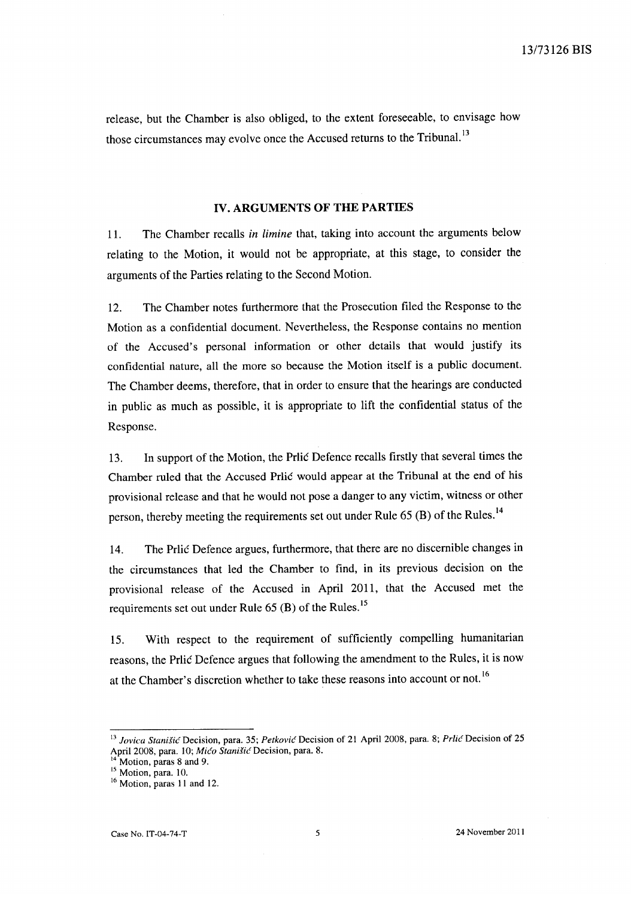release, but the Chamber is also obliged, to the extent foreseeable, to envisage how those circumstances may evolve once the Accused returns to the Tribunal.[13]

## IV. ARGUMENTS OF THE PARTIES

11. The Chamber recalls *in limine* that, taking into account the arguments below relating to the Motion, it would not be appropriate, at this stage, to consider the arguments of the Parties relating to the Second Motion.

12. The Chamber notes furthermore that the Prosecution filed the Response to the Motion as a confidential document. Nevertheless, the Response contains no mention of the Accused's personal information or other details that would justify its confidential nature, all the more so because the Motion itself is a public document. The Chamber deems, therefore, that in order to ensure that the hearings are conducted in public as much as possible, it is appropriate to lift the confidential status of the Response.

13. In support of the Motion, the Prlić Defence recalls firstly that several times the Chamber ruled that the Accused Prlić would appear at the Tribunal at the end of his provisional release and that he would not pose a danger to any victim, witness or other person, thereby meeting the requirements set out under Rule 65 (B) of the Rules.[14]

14. The Prlić Defence argues, furthermore, that there are no discernible changes in the circumstances that led the Chamber to find, in its previous decision on the provisional release of the Accused in April 2011, that the Accused met the requirements set out under Rule 65 (B) of the Rules.[15]

15. With respect to the requirement of sufficiently compelling humanitarian reasons, the Prlić Defence argues that following the amendment to the Rules, it is now at the Chamber's discretion whether to take these reasons into account or not.[16]

---

[13] *Jovica Stanišić* Decision, para. 35; *Petković* Decision of 21 April 2008, para. 8; *Prlić* Decision of 25 April 2008, para. 10; *Mićo Stanišić* Decision, para. 8.

[14] Motion, paras 8 and 9.

[15] Motion, para. 10.

[16] Motion, paras 11 and 12.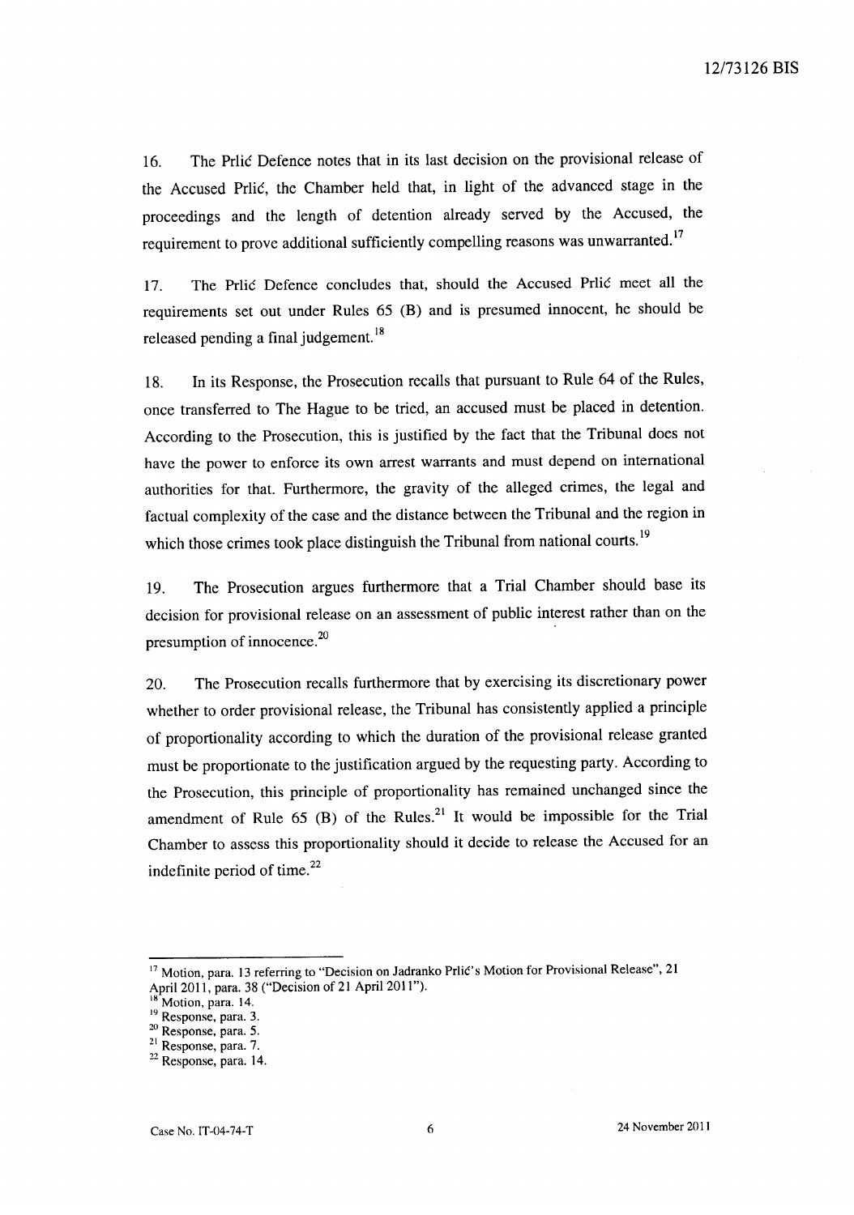16. The Prlić Defence notes that in its last decision on the provisional release of the Accused Prlić, the Chamber held that, in light of the advanced stage in the proceedings and the length of detention already served by the Accused, the requirement to prove additional sufficiently compelling reasons was unwarranted.[17]

17. The Prlić Defence concludes that, should the Accused Prlić meet all the requirements set out under Rules 65 (B) and is presumed innocent, he should be released pending a final judgement.[18]

18. In its Response, the Prosecution recalls that pursuant to Rule 64 of the Rules, once transferred to The Hague to be tried, an accused must be placed in detention. According to the Prosecution, this is justified by the fact that the Tribunal does not have the power to enforce its own arrest warrants and must depend on international authorities for that. Furthermore, the gravity of the alleged crimes, the legal and factual complexity of the case and the distance between the Tribunal and the region in which those crimes took place distinguish the Tribunal from national courts.[19]

19. The Prosecution argues furthermore that a Trial Chamber should base its decision for provisional release on an assessment of public interest rather than on the presumption of innocence.[20]

20. The Prosecution recalls furthermore that by exercising its discretionary power whether to order provisional release, the Tribunal has consistently applied a principle of proportionality according to which the duration of the provisional release granted must be proportionate to the justification argued by the requesting party. According to the Prosecution, this principle of proportionality has remained unchanged since the amendment of Rule 65 (B) of the Rules.[21] It would be impossible for the Trial Chamber to assess this proportionality should it decide to release the Accused for an indefinite period of time.[22]

---

[17] Motion, para. 13 referring to "Decision on Jadranko Prlić's Motion for Provisional Release", 21 April 2011, para. 38 ("Decision of 21 April 2011").

[18] Motion, para. 14.

[19] Response, para. 3.

[20] Response, para. 5.

[21] Response, para. 7.

[22] Response, para. 14.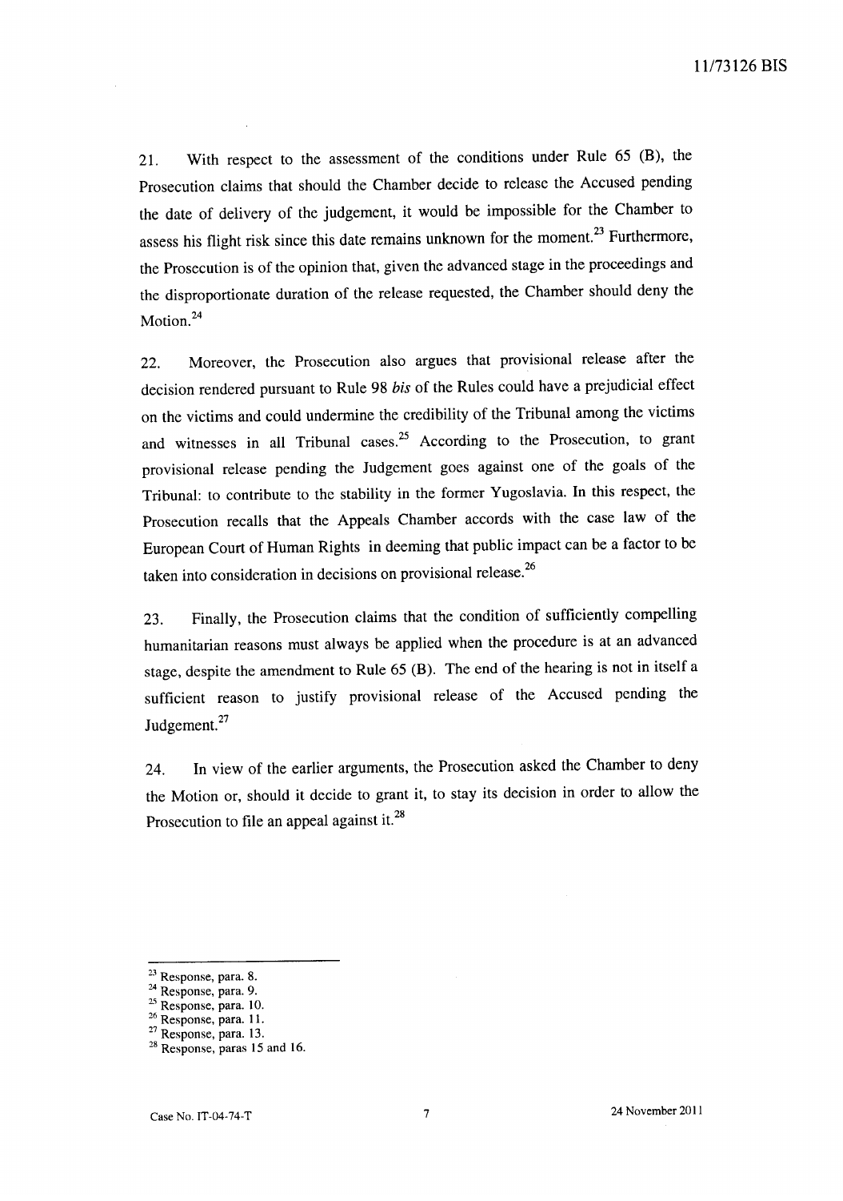21. With respect to the assessment of the conditions under Rule 65 (B), the Prosecution claims that should the Chamber decide to release the Accused pending the date of delivery of the judgement, it would be impossible for the Chamber to assess his flight risk since this date remains unknown for the moment.[23] Furthermore, the Prosecution is of the opinion that, given the advanced stage in the proceedings and the disproportionate duration of the release requested, the Chamber should deny the Motion.[24]

22. Moreover, the Prosecution also argues that provisional release after the decision rendered pursuant to Rule 98 *bis* of the Rules could have a prejudicial effect on the victims and could undermine the credibility of the Tribunal among the victims and witnesses in all Tribunal cases.[25] According to the Prosecution, to grant provisional release pending the Judgement goes against one of the goals of the Tribunal: to contribute to the stability in the former Yugoslavia. In this respect, the Prosecution recalls that the Appeals Chamber accords with the case law of the European Court of Human Rights in deeming that public impact can be a factor to be taken into consideration in decisions on provisional release.[26]

23. Finally, the Prosecution claims that the condition of sufficiently compelling humanitarian reasons must always be applied when the procedure is at an advanced stage, despite the amendment to Rule 65 (B). The end of the hearing is not in itself a sufficient reason to justify provisional release of the Accused pending the Judgement.[27]

24. In view of the earlier arguments, the Prosecution asked the Chamber to deny the Motion or, should it decide to grant it, to stay its decision in order to allow the Prosecution to file an appeal against it.[28]

---

[23] Response, para. 8.
[24] Response, para. 9.
[25] Response, para. 10.
[26] Response, para. 11.
[27] Response, para. 13.
[28] Response, paras 15 and 16.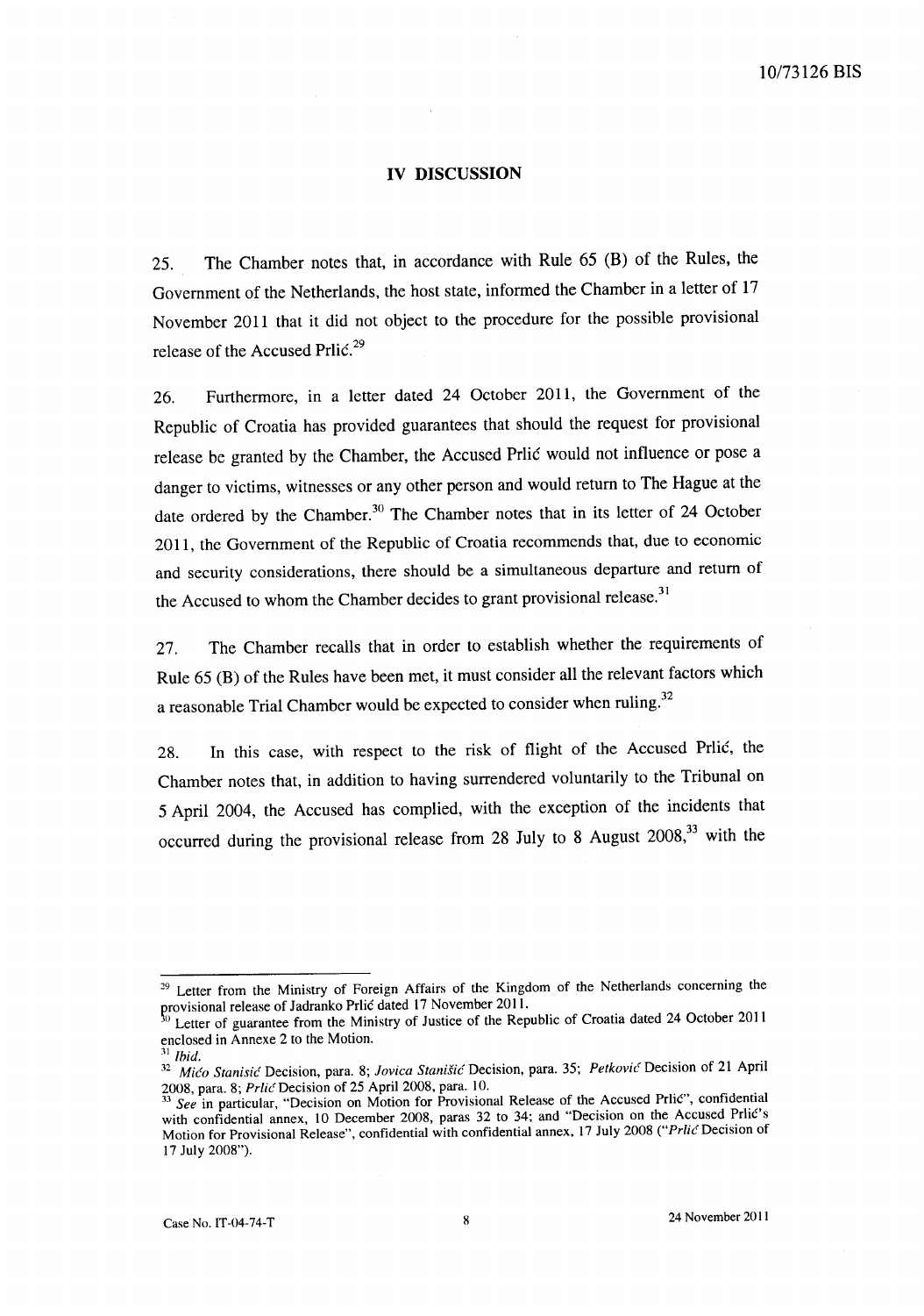## IV DISCUSSION

25. The Chamber notes that, in accordance with Rule 65 (B) of the Rules, the Government of the Netherlands, the host state, informed the Chamber in a letter of 17 November 2011 that it did not object to the procedure for the possible provisional release of the Accused Prlić.[29]

26. Furthermore, in a letter dated 24 October 2011, the Government of the Republic of Croatia has provided guarantees that should the request for provisional release be granted by the Chamber, the Accused Prlić would not influence or pose a danger to victims, witnesses or any other person and would return to The Hague at the date ordered by the Chamber.[30] The Chamber notes that in its letter of 24 October 2011, the Government of the Republic of Croatia recommends that, due to economic and security considerations, there should be a simultaneous departure and return of the Accused to whom the Chamber decides to grant provisional release.[31]

27. The Chamber recalls that in order to establish whether the requirements of Rule 65 (B) of the Rules have been met, it must consider all the relevant factors which a reasonable Trial Chamber would be expected to consider when ruling.[32]

28. In this case, with respect to the risk of flight of the Accused Prlić, the Chamber notes that, in addition to having surrendered voluntarily to the Tribunal on 5 April 2004, the Accused has complied, with the exception of the incidents that occurred during the provisional release from 28 July to 8 August 2008,[33] with the

---

[29] Letter from the Ministry of Foreign Affairs of the Kingdom of the Netherlands concerning the provisional release of Jadranko Prlić dated 17 November 2011.

[30] Letter of guarantee from the Ministry of Justice of the Republic of Croatia dated 24 October 2011 enclosed in Annexe 2 to the Motion.

[31] *Ibid.*

[32] *Mićo Stanisić* Decision, para. 8; *Jovica Stanišić* Decision, para. 35; *Petković* Decision of 21 April 2008, para. 8; *Prlić* Decision of 25 April 2008, para. 10.

[33] *See* in particular, "Decision on Motion for Provisional Release of the Accused Prlić", confidential with confidential annex, 10 December 2008, paras 32 to 34; and "Decision on the Accused Prlić's Motion for Provisional Release", confidential with confidential annex, 17 July 2008 ("*Prlić* Decision of 17 July 2008").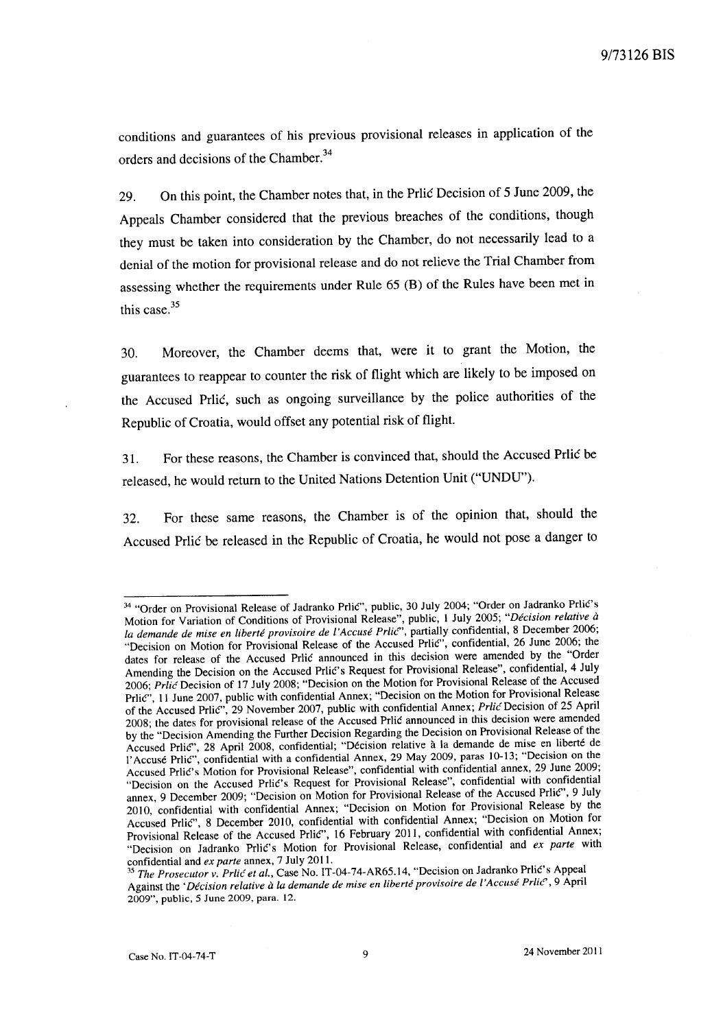conditions and guarantees of his previous provisional releases in application of the orders and decisions of the Chamber.[34]

29. On this point, the Chamber notes that, in the Prlić Decision of 5 June 2009, the Appeals Chamber considered that the previous breaches of the conditions, though they must be taken into consideration by the Chamber, do not necessarily lead to a denial of the motion for provisional release and do not relieve the Trial Chamber from assessing whether the requirements under Rule 65 (B) of the Rules have been met in this case.[35]

30. Moreover, the Chamber deems that, were it to grant the Motion, the guarantees to reappear to counter the risk of flight which are likely to be imposed on the Accused Prlić, such as ongoing surveillance by the police authorities of the Republic of Croatia, would offset any potential risk of flight.

31. For these reasons, the Chamber is convinced that, should the Accused Prlić be released, he would return to the United Nations Detention Unit ("UNDU").

32. For these same reasons, the Chamber is of the opinion that, should the Accused Prlić be released in the Republic of Croatia, he would not pose a danger to

---

[34] "Order on Provisional Release of Jadranko Prlić", public, 30 July 2004; "Order on Jadranko Prlić's Motion for Variation of Conditions of Provisional Release", public, 1 July 2005; "*Décision relative à la demande de mise en liberté provisoire de l'Accusé Prlić*", partially confidential, 8 December 2006; "Decision on Motion for Provisional Release of the Accused Prlić", confidential, 26 June 2006; the dates for release of the Accused Prlić announced in this decision were amended by the "Order Amending the Decision on the Accused Prlić's Request for Provisional Release", confidential, 4 July 2006; *Prlić* Decision of 17 July 2008; "Decision on the Motion for Provisional Release of the Accused Prlić", 11 June 2007, public with confidential Annex; "Decision on the Motion for Provisional Release of the Accused Prlić", 29 November 2007, public with confidential Annex; *Prlić* Decision of 25 April 2008; the dates for provisional release of the Accused Prlić announced in this decision were amended by the "Decision Amending the Further Decision Regarding the Decision on Provisional Release of the Accused Prlić", 28 April 2008, confidential; "Décision relative à la demande de mise en liberté de l'Accusé Prlić", confidential with a confidential Annex, 29 May 2009, paras 10-13; "Decision on the Accused Prlić's Motion for Provisional Release", confidential with confidential annex, 29 June 2009; "Decision on the Accused Prlić's Request for Provisional Release", confidential with confidential annex, 9 December 2009; "Decision on Motion for Provisional Release of the Accused Prlić", 9 July 2010, confidential with confidential Annex; "Decision on Motion for Provisional Release by the Accused Prlić", 8 December 2010, confidential with confidential Annex; "Decision on Motion for Provisional Release of the Accused Prlić", 16 February 2011, confidential with confidential Annex; "Decision on Jadranko Prlić's Motion for Provisional Release, confidential and *ex parte* with confidential and *ex parte* annex, 7 July 2011.

[35] *The Prosecutor v. Prlić et al.*, Case No. IT-04-74-AR65.14, "Decision on Jadranko Prlić's Appeal Against the '*Décision relative à la demande de mise en liberté provisoire de l'Accusé Prlić*', 9 April 2009", public, 5 June 2009, para. 12.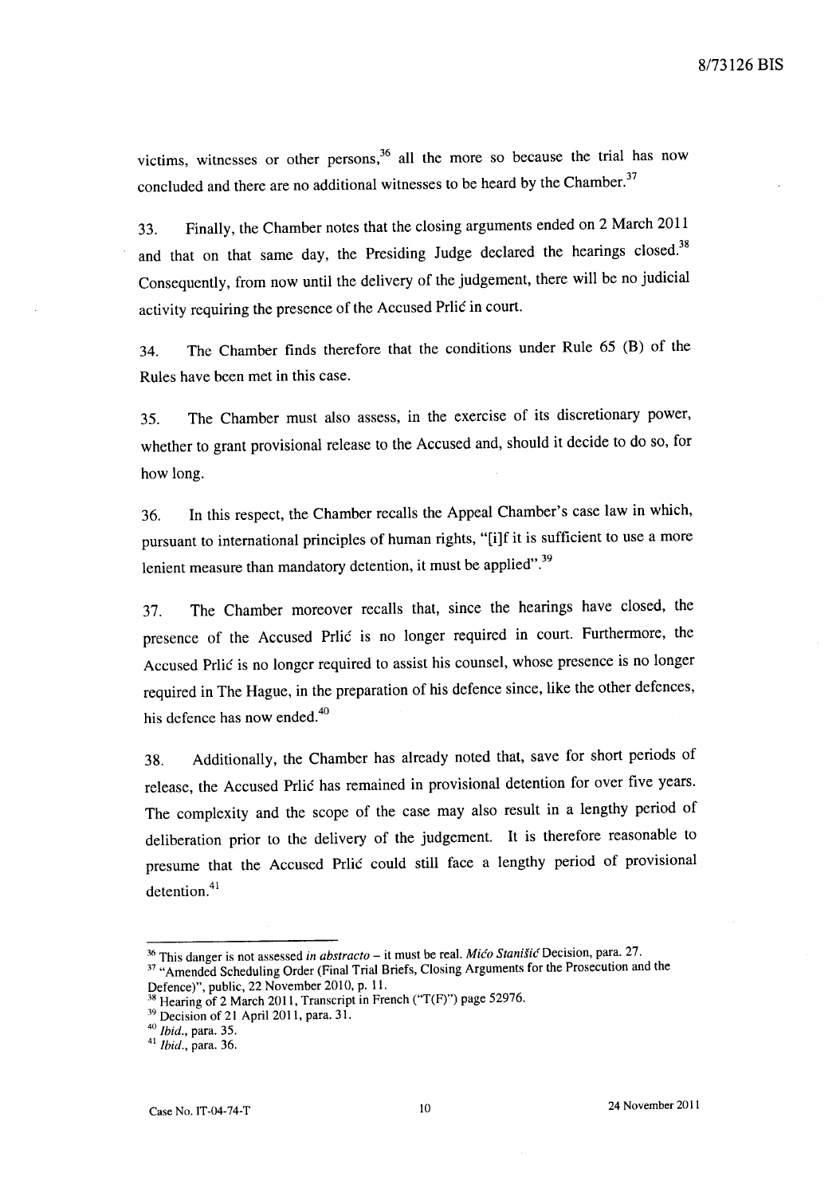victims, witnesses or other persons,[36] all the more so because the trial has now concluded and there are no additional witnesses to be heard by the Chamber.[37]

33. Finally, the Chamber notes that the closing arguments ended on 2 March 2011 and that on that same day, the Presiding Judge declared the hearings closed.[38] Consequently, from now until the delivery of the judgement, there will be no judicial activity requiring the presence of the Accused Prlić in court.

34. The Chamber finds therefore that the conditions under Rule 65 (B) of the Rules have been met in this case.

35. The Chamber must also assess, in the exercise of its discretionary power, whether to grant provisional release to the Accused and, should it decide to do so, for how long.

36. In this respect, the Chamber recalls the Appeal Chamber's case law in which, pursuant to international principles of human rights, "[i]f it is sufficient to use a more lenient measure than mandatory detention, it must be applied".[39]

37. The Chamber moreover recalls that, since the hearings have closed, the presence of the Accused Prlić is no longer required in court. Furthermore, the Accused Prlić is no longer required to assist his counsel, whose presence is no longer required in The Hague, in the preparation of his defence since, like the other defences, his defence has now ended.[40]

38. Additionally, the Chamber has already noted that, save for short periods of release, the Accused Prlić has remained in provisional detention for over five years. The complexity and the scope of the case may also result in a lengthy period of deliberation prior to the delivery of the judgement. It is therefore reasonable to presume that the Accused Prlić could still face a lengthy period of provisional detention.[41]

---

[36] This danger is not assessed *in abstracto* – it must be real. *Mićo Stanišić* Decision, para. 27.

[37] "Amended Scheduling Order (Final Trial Briefs, Closing Arguments for the Prosecution and the Defence)", public, 22 November 2010, p. 11.

[38] Hearing of 2 March 2011, Transcript in French ("T(F)") page 52976.

[39] Decision of 21 April 2011, para. 31.

[40] *Ibid.*, para. 35.

[41] *Ibid.*, para. 36.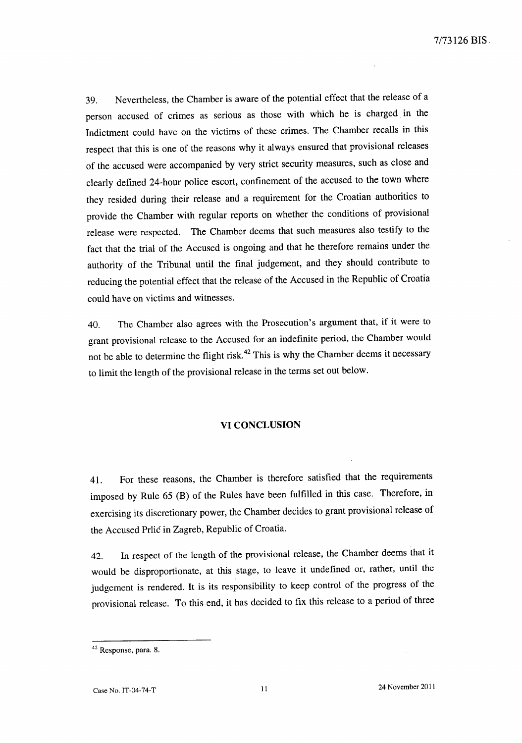39. Nevertheless, the Chamber is aware of the potential effect that the release of a person accused of crimes as serious as those with which he is charged in the Indictment could have on the victims of these crimes. The Chamber recalls in this respect that this is one of the reasons why it always ensured that provisional releases of the accused were accompanied by very strict security measures, such as close and clearly defined 24-hour police escort, confinement of the accused to the town where they resided during their release and a requirement for the Croatian authorities to provide the Chamber with regular reports on whether the conditions of provisional release were respected. The Chamber deems that such measures also testify to the fact that the trial of the Accused is ongoing and that he therefore remains under the authority of the Tribunal until the final judgement, and they should contribute to reducing the potential effect that the release of the Accused in the Republic of Croatia could have on victims and witnesses.

40. The Chamber also agrees with the Prosecution's argument that, if it were to grant provisional release to the Accused for an indefinite period, the Chamber would not be able to determine the flight risk.[42] This is why the Chamber deems it necessary to limit the length of the provisional release in the terms set out below.

## VI CONCLUSION

41. For these reasons, the Chamber is therefore satisfied that the requirements imposed by Rule 65 (B) of the Rules have been fulfilled in this case. Therefore, in exercising its discretionary power, the Chamber decides to grant provisional release of the Accused Prlić in Zagreb, Republic of Croatia.

42. In respect of the length of the provisional release, the Chamber deems that it would be disproportionate, at this stage, to leave it undefined or, rather, until the judgement is rendered. It is its responsibility to keep control of the progress of the provisional release. To this end, it has decided to fix this release to a period of three

---

[42] Response, para. 8.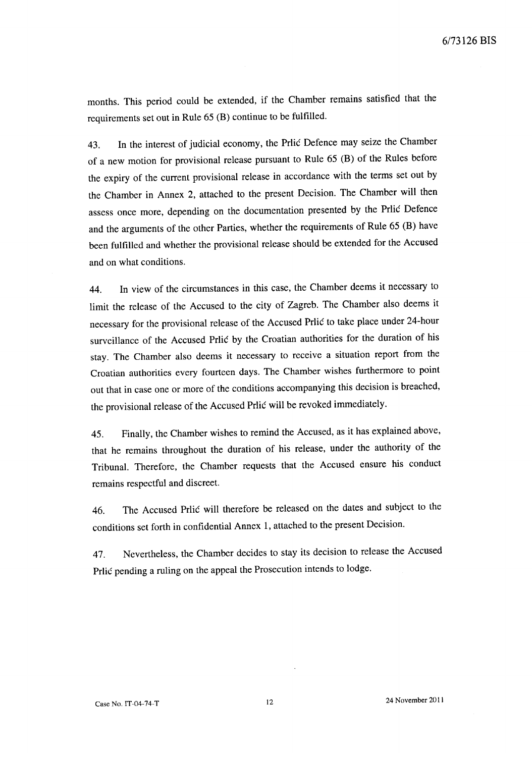months. This period could be extended, if the Chamber remains satisfied that the requirements set out in Rule 65 (B) continue to be fulfilled.

43. In the interest of judicial economy, the Prlić Defence may seize the Chamber of a new motion for provisional release pursuant to Rule 65 (B) of the Rules before the expiry of the current provisional release in accordance with the terms set out by the Chamber in Annex 2, attached to the present Decision. The Chamber will then assess once more, depending on the documentation presented by the Prlić Defence and the arguments of the other Parties, whether the requirements of Rule 65 (B) have been fulfilled and whether the provisional release should be extended for the Accused and on what conditions.

44. In view of the circumstances in this case, the Chamber deems it necessary to limit the release of the Accused to the city of Zagreb. The Chamber also deems it necessary for the provisional release of the Accused Prlić to take place under 24-hour surveillance of the Accused Prlić by the Croatian authorities for the duration of his stay. The Chamber also deems it necessary to receive a situation report from the Croatian authorities every fourteen days. The Chamber wishes furthermore to point out that in case one or more of the conditions accompanying this decision is breached, the provisional release of the Accused Prlić will be revoked immediately.

45. Finally, the Chamber wishes to remind the Accused, as it has explained above, that he remains throughout the duration of his release, under the authority of the Tribunal. Therefore, the Chamber requests that the Accused ensure his conduct remains respectful and discreet.

46. The Accused Prlić will therefore be released on the dates and subject to the conditions set forth in confidential Annex 1, attached to the present Decision.

47. Nevertheless, the Chamber decides to stay its decision to release the Accused Prlić pending a ruling on the appeal the Prosecution intends to lodge.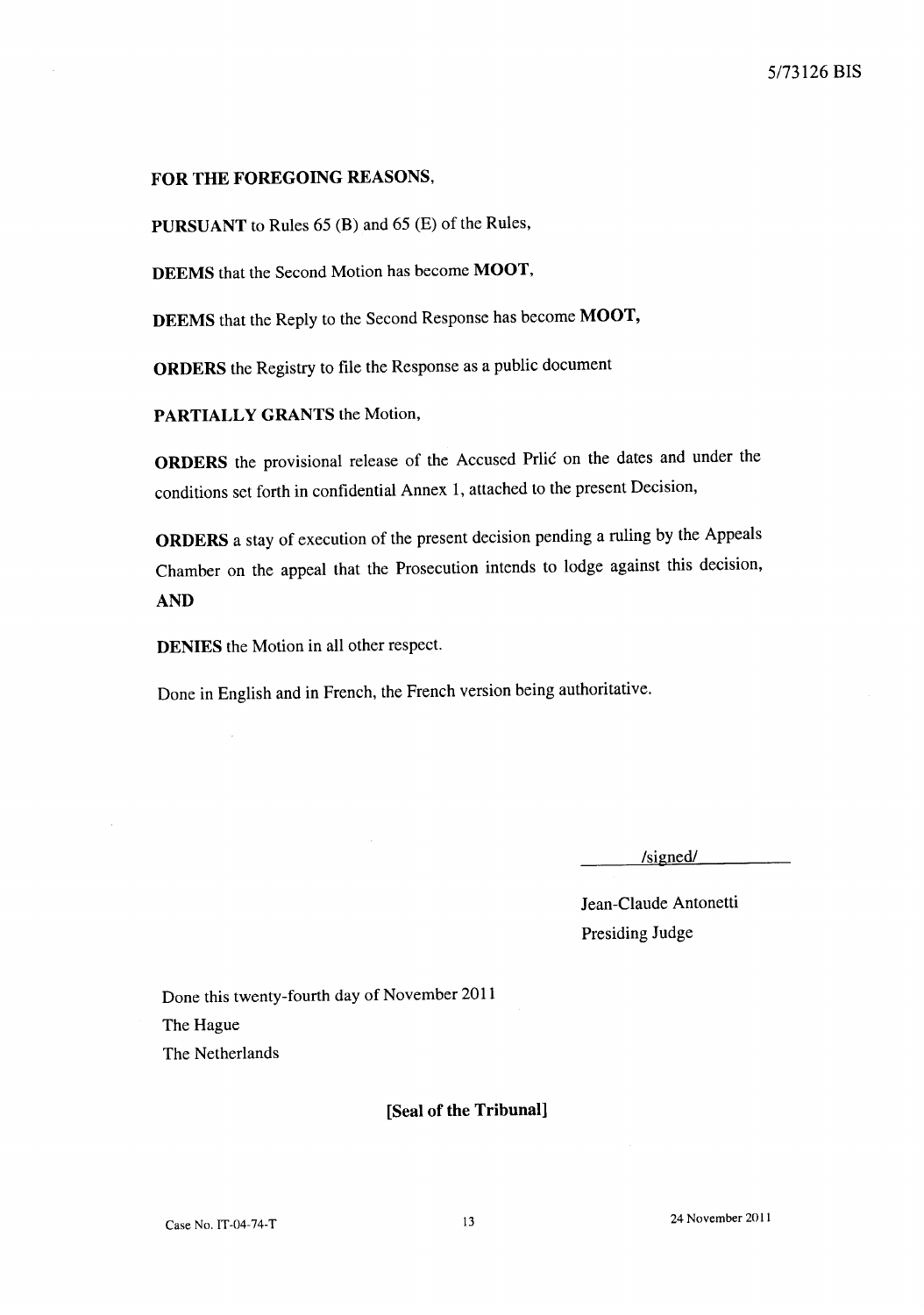**FOR THE FOREGOING REASONS,**

**PURSUANT** to Rules 65 (B) and 65 (E) of the Rules,

**DEEMS** that the Second Motion has become **MOOT**,

**DEEMS** that the Reply to the Second Response has become **MOOT,**

**ORDERS** the Registry to file the Response as a public document

**PARTIALLY GRANTS** the Motion,

**ORDERS** the provisional release of the Accused Prlić on the dates and under the conditions set forth in confidential Annex 1, attached to the present Decision,

**ORDERS** a stay of execution of the present decision pending a ruling by the Appeals Chamber on the appeal that the Prosecution intends to lodge against this decision, **AND**

**DENIES** the Motion in all other respect.

Done in English and in French, the French version being authoritative.

/signed/

Jean-Claude Antonetti
Presiding Judge

Done this twenty-fourth day of November 2011
The Hague
The Netherlands

**[Seal of the Tribunal]**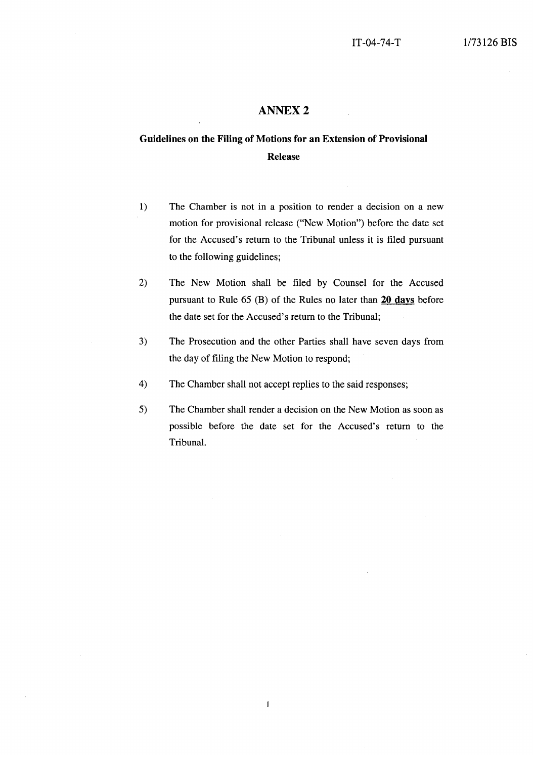# ANNEX 2

## Guidelines on the Filing of Motions for an Extension of Provisional Release

1) The Chamber is not in a position to render a decision on a new motion for provisional release ("New Motion") before the date set for the Accused's return to the Tribunal unless it is filed pursuant to the following guidelines;

2) The New Motion shall be filed by Counsel for the Accused pursuant to Rule 65 (B) of the Rules no later than **20 days** before the date set for the Accused's return to the Tribunal;

3) The Prosecution and the other Parties shall have seven days from the day of filing the New Motion to respond;

4) The Chamber shall not accept replies to the said responses;

5) The Chamber shall render a decision on the New Motion as soon as possible before the date set for the Accused's return to the Tribunal.